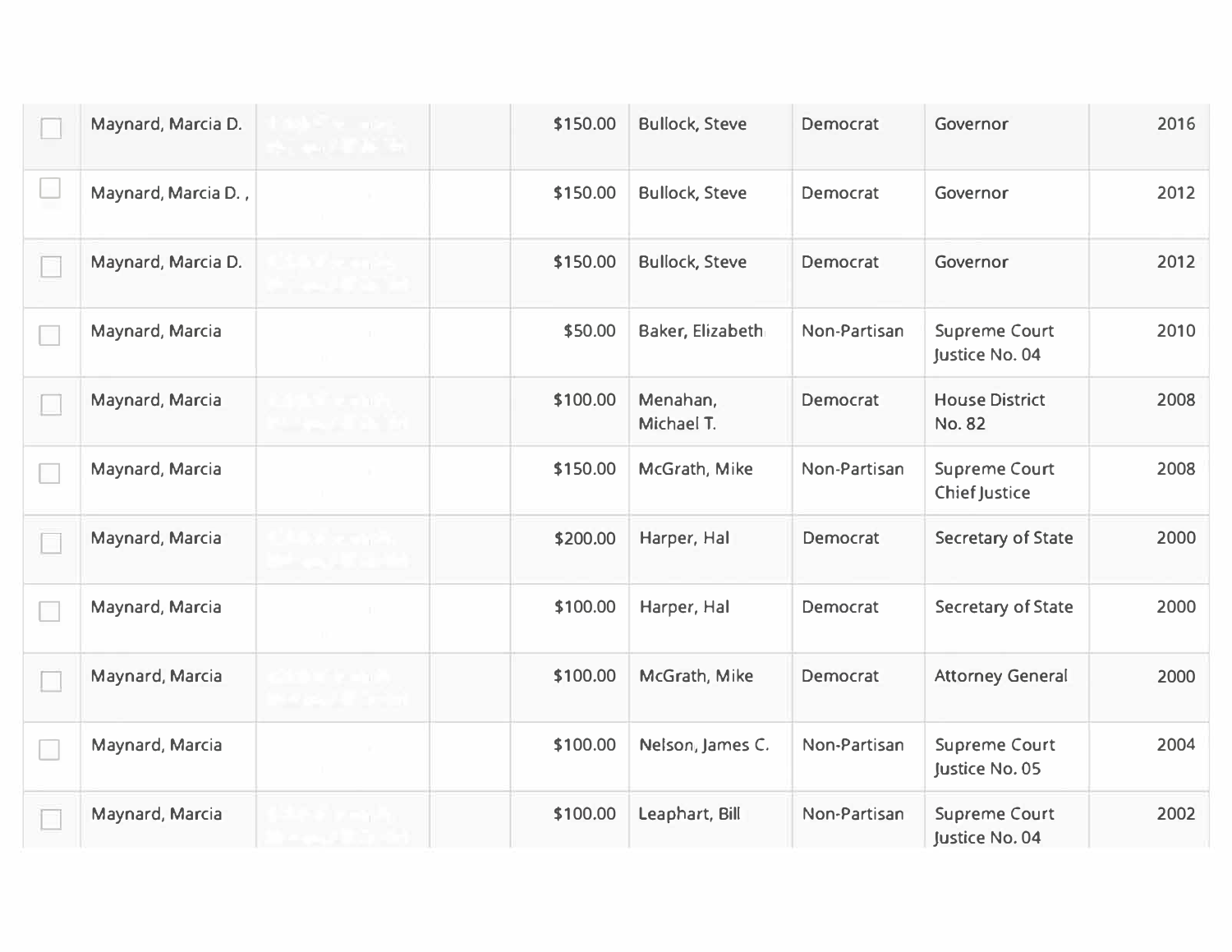| | | | | | | | | |
|---|---|---|---|---|---|---|---|---|
| ☐ | Maynard, Marcia D. | | | $150.00 | Bullock, Steve | Democrat | Governor | 2016 |
| ☐ | Maynard, Marcia D. , | | | $150.00 | Bullock, Steve | Democrat | Governor | 2012 |
| ☐ | Maynard, Marcia D. | | | $150.00 | Bullock, Steve | Democrat | Governor | 2012 |
| ☐ | Maynard, Marcia | | | $50.00 | Baker, Elizabeth | Non-Partisan | Supreme Court Justice No. 04 | 2010 |
| ☐ | Maynard, Marcia | | | $100.00 | Menahan, Michael T. | Democrat | House District No. 82 | 2008 |
| ☐ | Maynard, Marcia | | | $150.00 | McGrath, Mike | Non-Partisan | Supreme Court Chief Justice | 2008 |
| ☐ | Maynard, Marcia | | | $200.00 | Harper, Hal | Democrat | Secretary of State | 2000 |
| ☐ | Maynard, Marcia | | | $100.00 | Harper, Hal | Democrat | Secretary of State | 2000 |
| ☐ | Maynard, Marcia | | | $100.00 | McGrath, Mike | Democrat | Attorney General | 2000 |
| ☐ | Maynard, Marcia | | | $100.00 | Nelson, James C. | Non-Partisan | Supreme Court Justice No. 05 | 2004 |
| ☐ | Maynard, Marcia | | | $100.00 | Leaphart, Bill | Non-Partisan | Supreme Court Justice No. 04 | 2002 |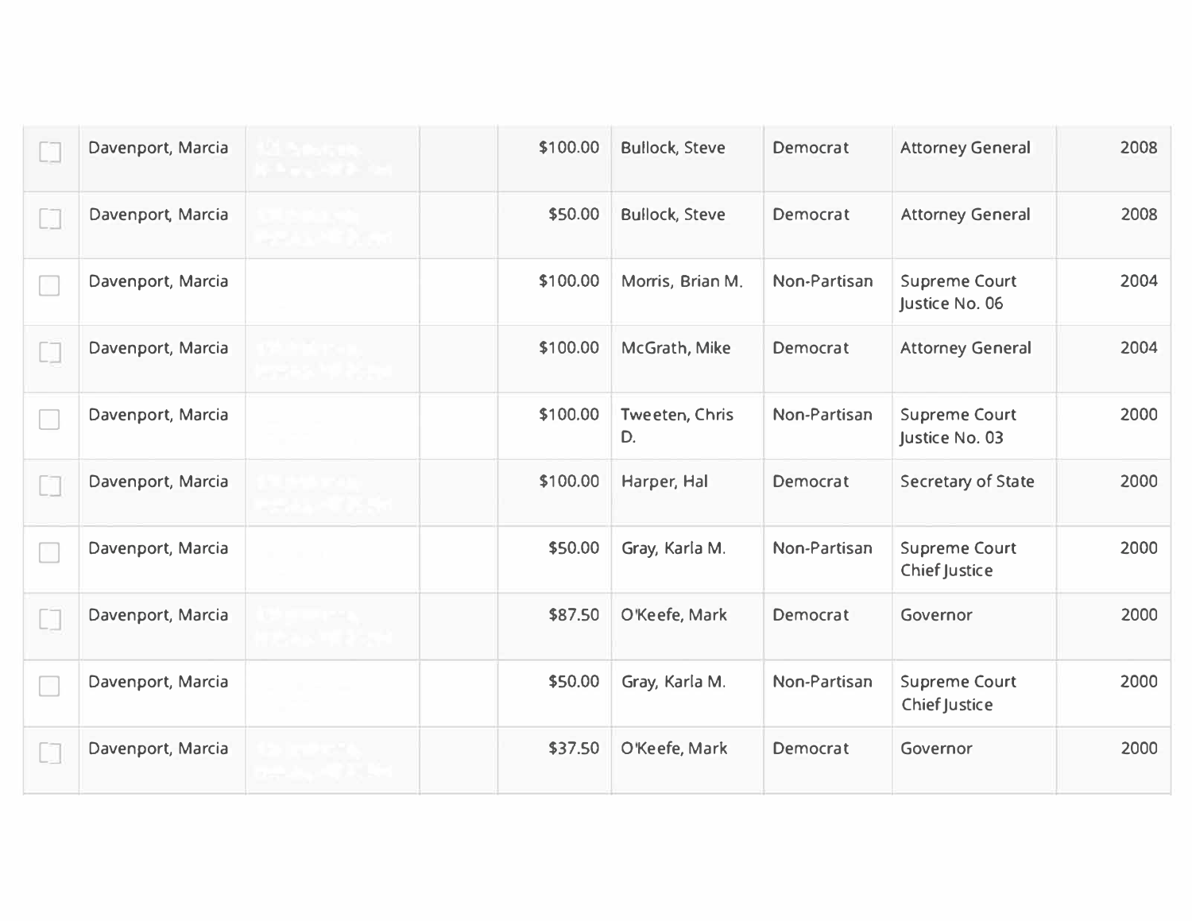| | | | | | | | | |
|---|---|---|---|---|---|---|---|---|
| [ ] | Davenport, Marcia | | | $100.00 | Bullock, Steve | Democrat | Attorney General | 2008 |
| [ ] | Davenport, Marcia | | | $50.00 | Bullock, Steve | Democrat | Attorney General | 2008 |
| [ ] | Davenport, Marcia | | | $100.00 | Morris, Brian M. | Non-Partisan | Supreme Court Justice No. 06 | 2004 |
| [ ] | Davenport, Marcia | | | $100.00 | McGrath, Mike | Democrat | Attorney General | 2004 |
| [ ] | Davenport, Marcia | | | $100.00 | Tweeten, Chris D. | Non-Partisan | Supreme Court Justice No. 03 | 2000 |
| [ ] | Davenport, Marcia | | | $100.00 | Harper, Hal | Democrat | Secretary of State | 2000 |
| [ ] | Davenport, Marcia | | | $50.00 | Gray, Karla M. | Non-Partisan | Supreme Court Chief Justice | 2000 |
| [ ] | Davenport, Marcia | | | $87.50 | O'Keefe, Mark | Democrat | Governor | 2000 |
| [ ] | Davenport, Marcia | | | $50.00 | Gray, Karla M. | Non-Partisan | Supreme Court Chief Justice | 2000 |
| [ ] | Davenport, Marcia | | | $37.50 | O'Keefe, Mark | Democrat | Governor | 2000 |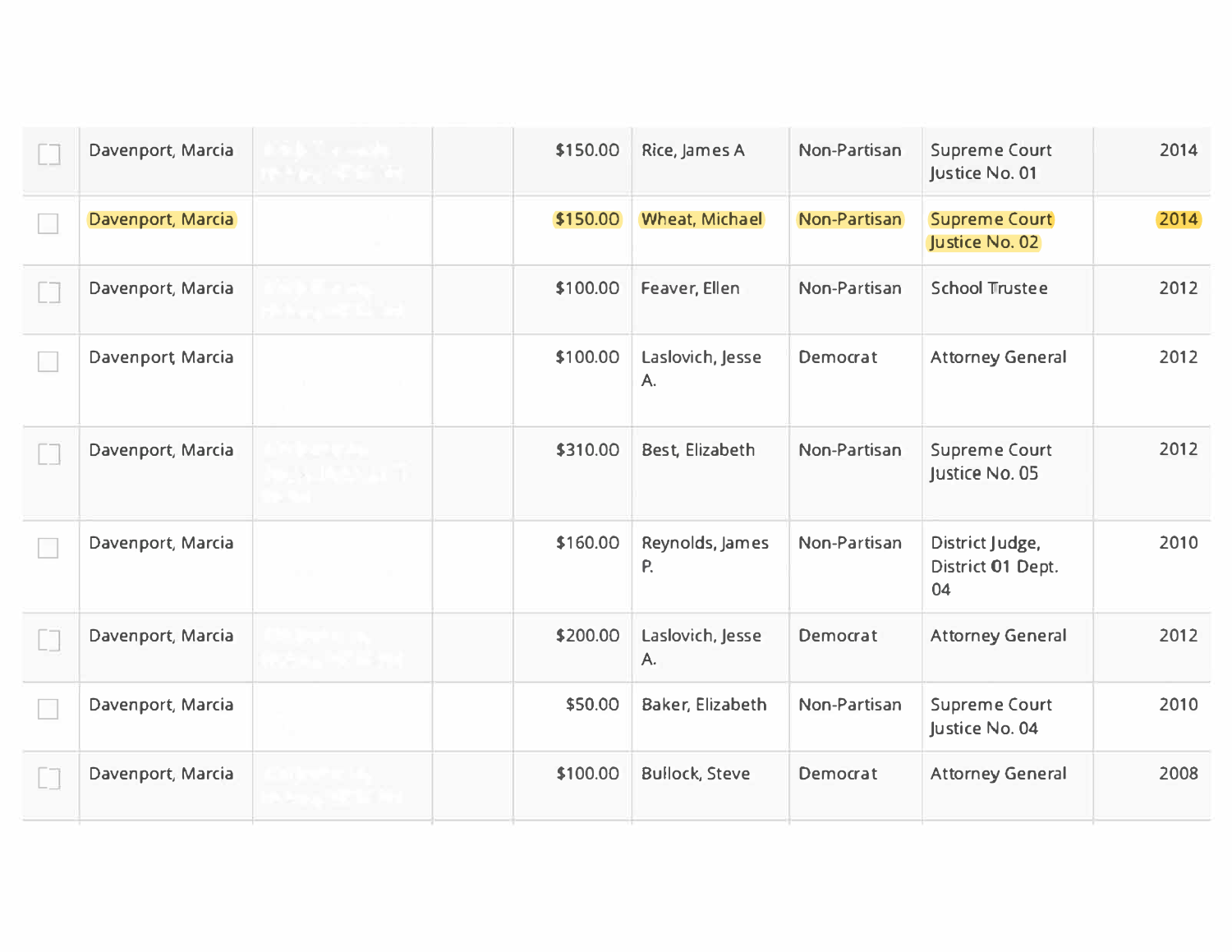| | | | | | | | | |
|---|---|---|---|---|---|---|---|---|
| | Davenport, Marcia | | | $150.00 | Rice, James A | Non-Partisan | Supreme Court Justice No. 01 | 2014 |
| | Davenport, Marcia | | | $150.00 | Wheat, Michael | Non-Partisan | Supreme Court Justice No. 02 | 2014 |
| | Davenport, Marcia | | | $100.00 | Feaver, Ellen | Non-Partisan | School Trustee | 2012 |
| | Davenport, Marcia | | | $100.00 | Laslovich, Jesse A. | Democrat | Attorney General | 2012 |
| | Davenport, Marcia | | | $310.00 | Best, Elizabeth | Non-Partisan | Supreme Court Justice No. 05 | 2012 |
| | Davenport, Marcia | | | $160.00 | Reynolds, James P. | Non-Partisan | District Judge, District 01 Dept. 04 | 2010 |
| | Davenport, Marcia | | | $200.00 | Laslovich, Jesse A. | Democrat | Attorney General | 2012 |
| | Davenport, Marcia | | | $50.00 | Baker, Elizabeth | Non-Partisan | Supreme Court Justice No. 04 | 2010 |
| | Davenport, Marcia | | | $100.00 | Bullock, Steve | Democrat | Attorney General | 2008 |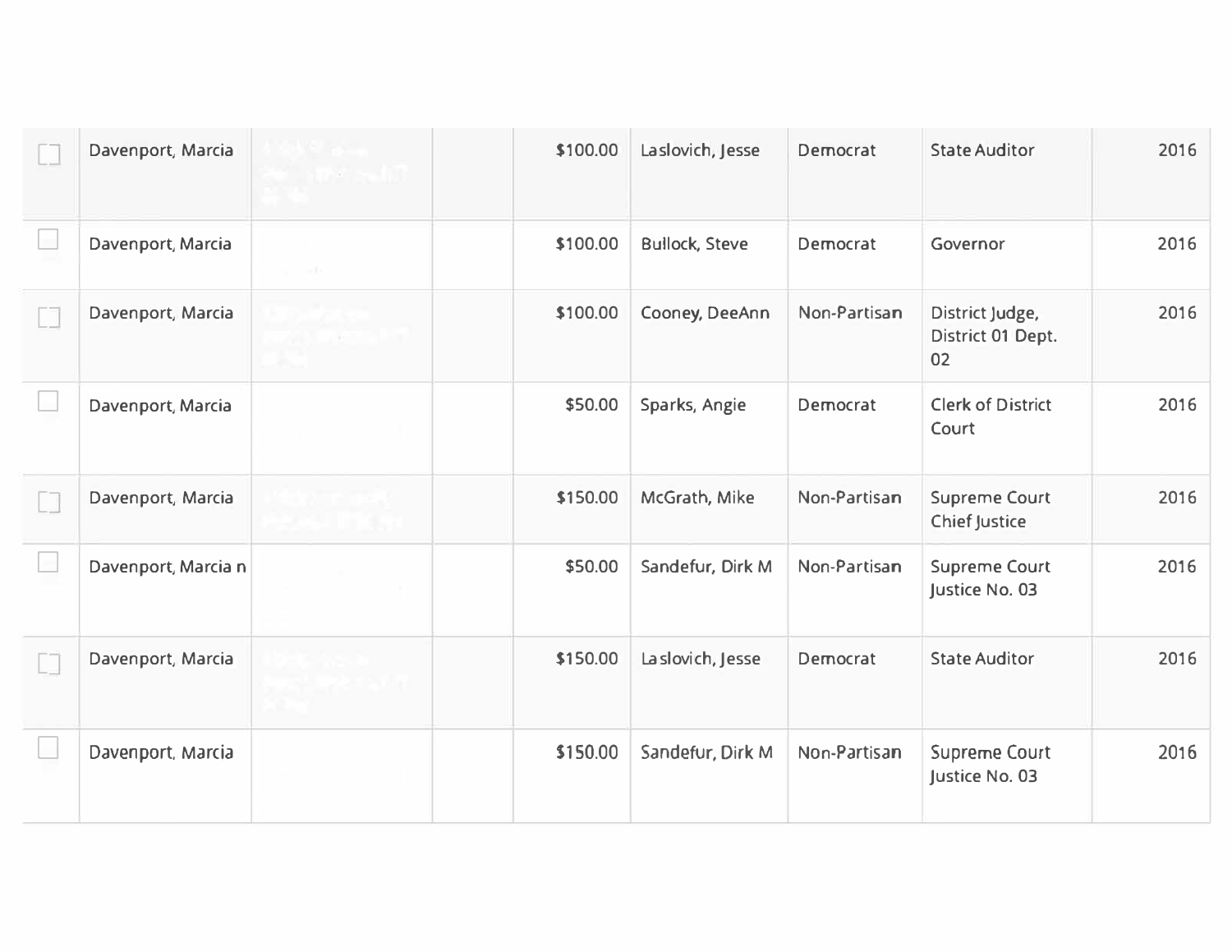| | | | | | | | | |
|---|---|---|---|---|---|---|---|---|
| ☐ | Davenport, Marcia | | | $100.00 | Laslovich, Jesse | Democrat | State Auditor | 2016 |
| ☐ | Davenport, Marcia | | | $100.00 | Bullock, Steve | Democrat | Governor | 2016 |
| ☐ | Davenport, Marcia | | | $100.00 | Cooney, DeeAnn | Non-Partisan | District Judge, District 01 Dept. 02 | 2016 |
| ☐ | Davenport, Marcia | | | $50.00 | Sparks, Angie | Democrat | Clerk of District Court | 2016 |
| ☐ | Davenport, Marcia | | | $150.00 | McGrath, Mike | Non-Partisan | Supreme Court Chief Justice | 2016 |
| ☐ | Davenport, Marcia n | | | $50.00 | Sandefur, Dirk M | Non-Partisan | Supreme Court Justice No. 03 | 2016 |
| ☐ | Davenport, Marcia | | | $150.00 | Laslovich, Jesse | Democrat | State Auditor | 2016 |
| ☐ | Davenport, Marcia | | | $150.00 | Sandefur, Dirk M | Non-Partisan | Supreme Court Justice No. 03 | 2016 |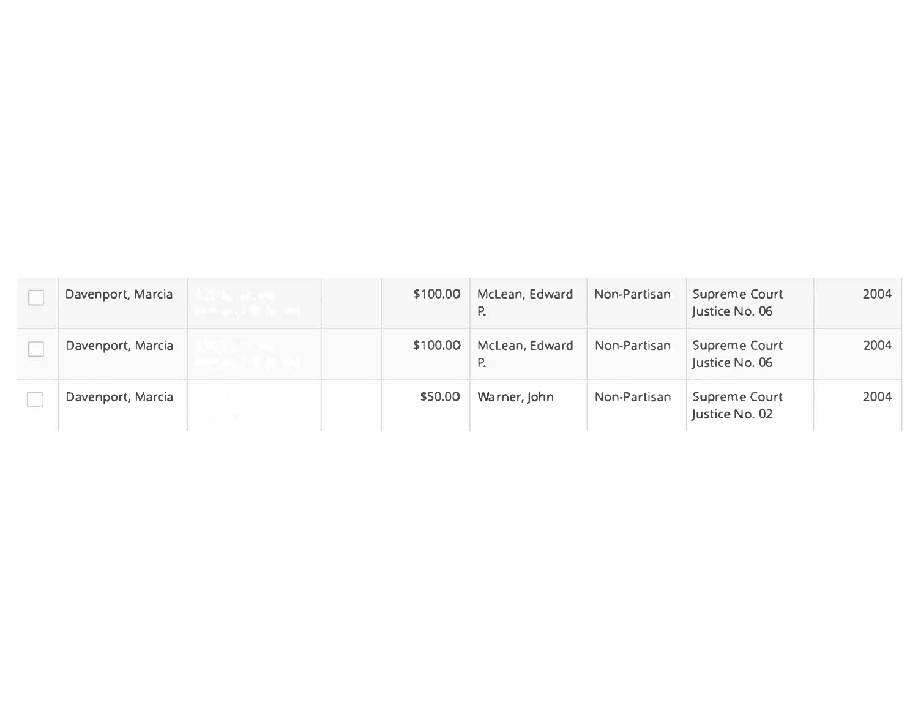| | | | | | | | | |
|---|---|---|---|---|---|---|---|---|
| ☐ | Davenport, Marcia | | | $100.00 | McLean, Edward P. | Non-Partisan | Supreme Court Justice No. 06 | 2004 |
| ☐ | Davenport, Marcia | | | $100.00 | McLean, Edward P. | Non-Partisan | Supreme Court Justice No. 06 | 2004 |
| ☐ | Davenport, Marcia | | | $50.00 | Warner, John | Non-Partisan | Supreme Court Justice No. 02 | 2004 |